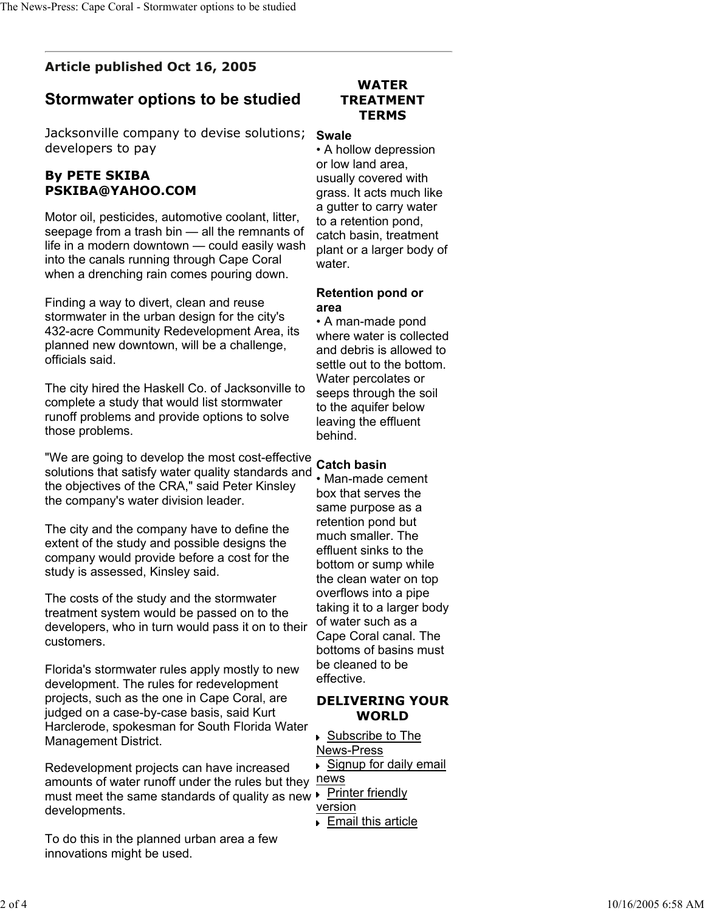**Article published Oct 16, 2005**

# Stormwater options to be studied

Jacksonville company to devise solutions; developers to pay

**By PETE SKIBA**
**PSKIBA@YAHOO.COM**

Motor oil, pesticides, automotive coolant, litter, seepage from a trash bin — all the remnants of life in a modern downtown — could easily wash into the canals running through Cape Coral when a drenching rain comes pouring down.

Finding a way to divert, clean and reuse stormwater in the urban design for the city's 432-acre Community Redevelopment Area, its planned new downtown, will be a challenge, officials said.

The city hired the Haskell Co. of Jacksonville to complete a study that would list stormwater runoff problems and provide options to solve those problems.

"We are going to develop the most cost-effective solutions that satisfy water quality standards and the objectives of the CRA," said Peter Kinsley the company's water division leader.

The city and the company have to define the extent of the study and possible designs the company would provide before a cost for the study is assessed, Kinsley said.

The costs of the study and the stormwater treatment system would be passed on to the developers, who in turn would pass it on to their customers.

Florida's stormwater rules apply mostly to new development. The rules for redevelopment projects, such as the one in Cape Coral, are judged on a case-by-case basis, said Kurt Harclerode, spokesman for South Florida Water Management District.

Redevelopment projects can have increased amounts of water runoff under the rules but they must meet the same standards of quality as new developments.

To do this in the planned urban area a few innovations might be used.

## WATER TREATMENT TERMS

**Swale**
• A hollow depression or low land area, usually covered with grass. It acts much like a gutter to carry water to a retention pond, catch basin, treatment plant or a larger body of water.

**Retention pond or area**
• A man-made pond where water is collected and debris is allowed to settle out to the bottom. Water percolates or seeps through the soil to the aquifer below leaving the effluent behind.

**Catch basin**
• Man-made cement box that serves the same purpose as a retention pond but much smaller. The effluent sinks to the bottom or sump while the clean water on top overflows into a pipe taking it to a larger body of water such as a Cape Coral canal. The bottoms of basins must be cleaned to be effective.

## DELIVERING YOUR WORLD

- Subscribe to The News-Press
- Signup for daily email news
- Printer friendly version
- Email this article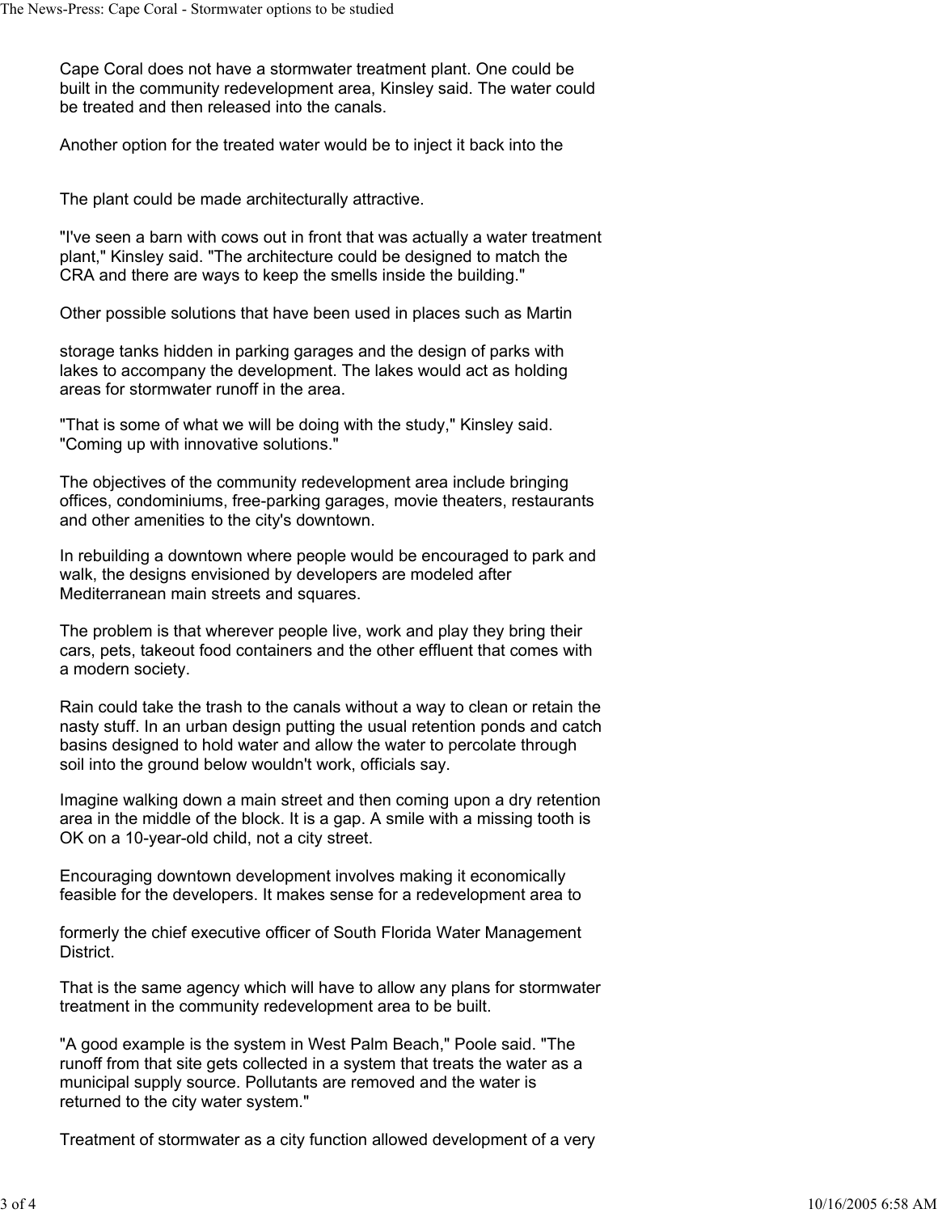Cape Coral does not have a stormwater treatment plant. One could be built in the community redevelopment area, Kinsley said. The water could be treated and then released into the canals.

Another option for the treated water would be to inject it back into the

The plant could be made architecturally attractive.

"I've seen a barn with cows out in front that was actually a water treatment plant," Kinsley said. "The architecture could be designed to match the CRA and there are ways to keep the smells inside the building."

Other possible solutions that have been used in places such as Martin

storage tanks hidden in parking garages and the design of parks with lakes to accompany the development. The lakes would act as holding areas for stormwater runoff in the area.

"That is some of what we will be doing with the study," Kinsley said. "Coming up with innovative solutions."

The objectives of the community redevelopment area include bringing offices, condominiums, free-parking garages, movie theaters, restaurants and other amenities to the city's downtown.

In rebuilding a downtown where people would be encouraged to park and walk, the designs envisioned by developers are modeled after Mediterranean main streets and squares.

The problem is that wherever people live, work and play they bring their cars, pets, takeout food containers and the other effluent that comes with a modern society.

Rain could take the trash to the canals without a way to clean or retain the nasty stuff. In an urban design putting the usual retention ponds and catch basins designed to hold water and allow the water to percolate through soil into the ground below wouldn't work, officials say.

Imagine walking down a main street and then coming upon a dry retention area in the middle of the block. It is a gap. A smile with a missing tooth is OK on a 10-year-old child, not a city street.

Encouraging downtown development involves making it economically feasible for the developers. It makes sense for a redevelopment area to

formerly the chief executive officer of South Florida Water Management District.

That is the same agency which will have to allow any plans for stormwater treatment in the community redevelopment area to be built.

"A good example is the system in West Palm Beach," Poole said. "The runoff from that site gets collected in a system that treats the water as a municipal supply source. Pollutants are removed and the water is returned to the city water system."

Treatment of stormwater as a city function allowed development of a very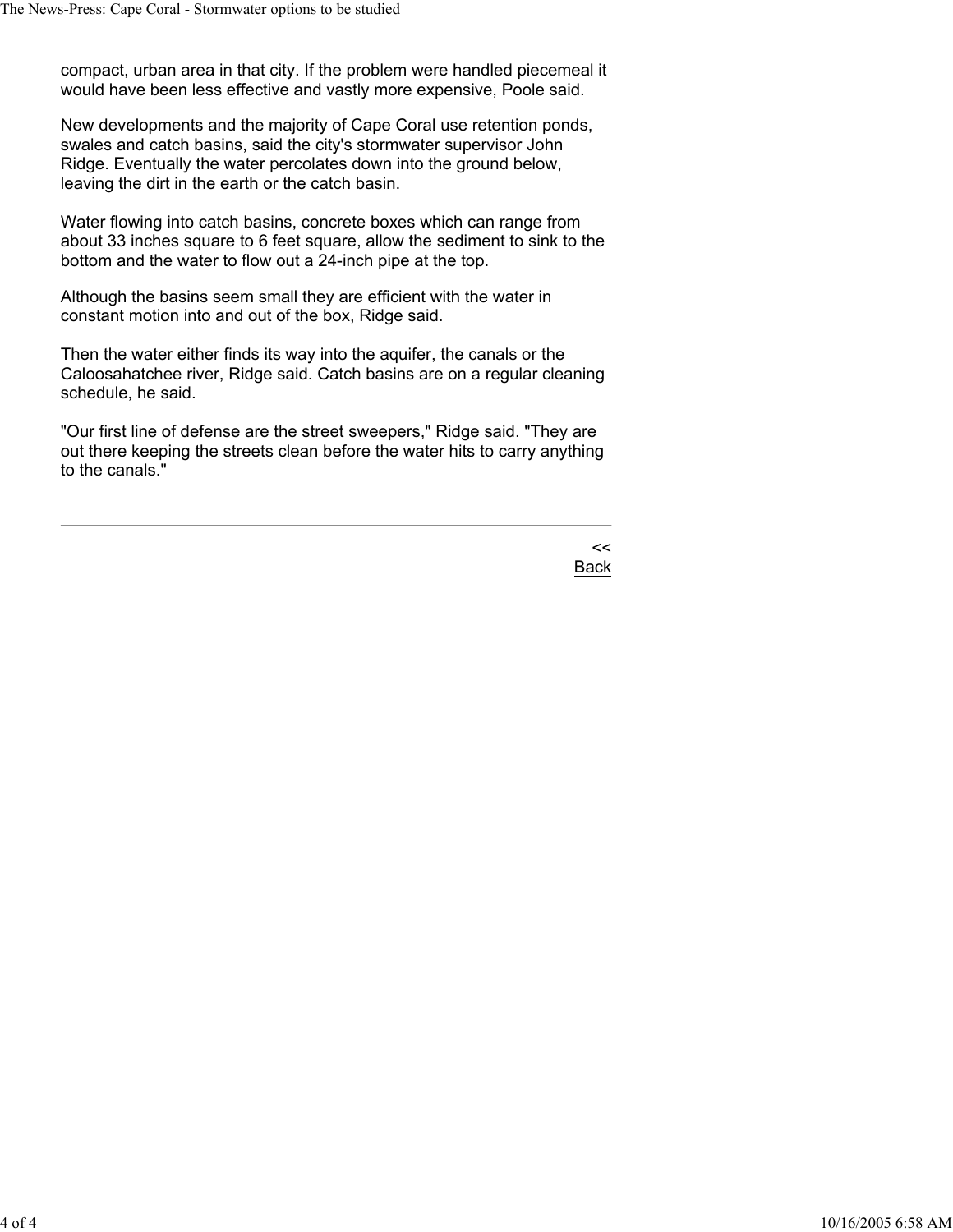compact, urban area in that city. If the problem were handled piecemeal it would have been less effective and vastly more expensive, Poole said.

New developments and the majority of Cape Coral use retention ponds, swales and catch basins, said the city's stormwater supervisor John Ridge. Eventually the water percolates down into the ground below, leaving the dirt in the earth or the catch basin.

Water flowing into catch basins, concrete boxes which can range from about 33 inches square to 6 feet square, allow the sediment to sink to the bottom and the water to flow out a 24-inch pipe at the top.

Although the basins seem small they are efficient with the water in constant motion into and out of the box, Ridge said.

Then the water either finds its way into the aquifer, the canals or the Caloosahatchee river, Ridge said. Catch basins are on a regular cleaning schedule, he said.

"Our first line of defense are the street sweepers," Ridge said. "They are out there keeping the streets clean before the water hits to carry anything to the canals."

---

<< Back